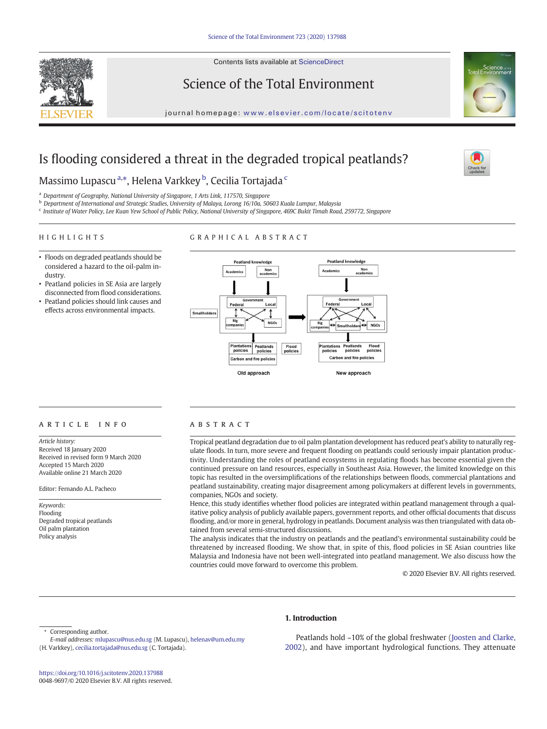Contents lists available at ScienceDirect

# Science of the Total Environment

journal homepage: www.elsevier.com/locate/scitotenv

# Is flooding considered a threat in the degraded tropical peatlands?

Massimo Lupascu [a,*], Helena Varkkey [b], Cecilia Tortajada [c]

[a] Department of Geography, National University of Singapore, 1 Arts Link, 117570, Singapore
[b] Department of International and Strategic Studies, University of Malaya, Lorong 16/10a, 50603 Kuala Lumpur, Malaysia
[c] Institute of Water Policy, Lee Kuan Yew School of Public Policy, National University of Singapore, 469C Bukit Timah Road, 259772, Singapore

## HIGHLIGHTS

- Floods on degraded peatlands should be considered a hazard to the oil-palm industry.
- Peatland policies in SE Asia are largely disconnected from flood considerations.
- Peatland policies should link causes and effects across environmental impacts.

## GRAPHICAL ABSTRACT

## ARTICLE INFO

*Article history:*
Received 18 January 2020
Received in revised form 9 March 2020
Accepted 15 March 2020
Available online 21 March 2020

Editor: Fernando A.L. Pacheco

*Keywords:*
Flooding
Degraded tropical peatlands
Oil palm plantation
Policy analysis

## ABSTRACT

Tropical peatland degradation due to oil palm plantation development has reduced peat's ability to naturally regulate floods. In turn, more severe and frequent flooding on peatlands could seriously impair plantation productivity. Understanding the roles of peatland ecosystems in regulating floods has become essential given the continued pressure on land resources, especially in Southeast Asia. However, the limited knowledge on this topic has resulted in the oversimplifications of the relationships between floods, commercial plantations and peatland sustainability, creating major disagreement among policymakers at different levels in governments, companies, NGOs and society.

Hence, this study identifies whether flood policies are integrated within peatland management through a qualitative policy analysis of publicly available papers, government reports, and other official documents that discuss flooding, and/or more in general, hydrology in peatlands. Document analysis was then triangulated with data obtained from several semi-structured discussions.

The analysis indicates that the industry on peatlands and the peatland's environmental sustainability could be threatened by increased flooding. We show that, in spite of this, flood policies in SE Asian countries like Malaysia and Indonesia have not been well-integrated into peatland management. We also discuss how the countries could move forward to overcome this problem.

© 2020 Elsevier B.V. All rights reserved.

## 1. Introduction

Peatlands hold ~10% of the global freshwater (Joosten and Clarke, 2002), and have important hydrological functions. They attenuate

---

\* Corresponding author.
*E-mail addresses:* mlupascu@nus.edu.sg (M. Lupascu), helenav@um.edu.my (H. Varkkey), cecilia.tortajada@nus.edu.sg (C. Tortajada).

https://doi.org/10.1016/j.scitotenv.2020.137988
0048-9697/© 2020 Elsevier B.V. All rights reserved.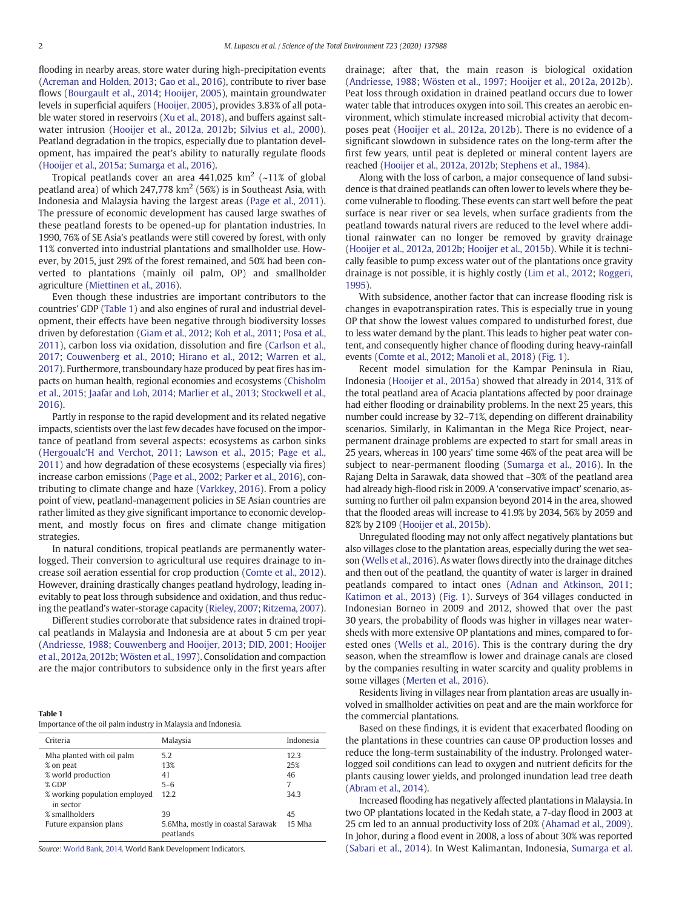flooding in nearby areas, store water during high-precipitation events (Acreman and Holden, 2013; Gao et al., 2016), contribute to river base flows (Bourgault et al., 2014; Hooijer, 2005), maintain groundwater levels in superficial aquifers (Hooijer, 2005), provides 3.83% of all potable water stored in reservoirs (Xu et al., 2018), and buffers against saltwater intrusion (Hooijer et al., 2012a, 2012b; Silvius et al., 2000). Peatland degradation in the tropics, especially due to plantation development, has impaired the peat's ability to naturally regulate floods (Hooijer et al., 2015a; Sumarga et al., 2016).

Tropical peatlands cover an area 441,025 km$^2$ (~11% of global peatland area) of which 247,778 km$^2$ (56%) is in Southeast Asia, with Indonesia and Malaysia having the largest areas (Page et al., 2011). The pressure of economic development has caused large swathes of these peatland forests to be opened-up for plantation industries. In 1990, 76% of SE Asia's peatlands were still covered by forest, with only 11% converted into industrial plantations and smallholder use. However, by 2015, just 29% of the forest remained, and 50% had been converted to plantations (mainly oil palm, OP) and smallholder agriculture (Miettinen et al., 2016).

Even though these industries are important contributors to the countries' GDP (Table 1) and also engines of rural and industrial development, their effects have been negative through biodiversity losses driven by deforestation (Giam et al., 2012; Koh et al., 2011; Posa et al., 2011), carbon loss via oxidation, dissolution and fire (Carlson et al., 2017; Couwenberg et al., 2010; Hirano et al., 2012; Warren et al., 2017). Furthermore, transboundary haze produced by peat fires has impacts on human health, regional economies and ecosystems (Chisholm et al., 2015; Jaafar and Loh, 2014; Marlier et al., 2013; Stockwell et al., 2016).

Partly in response to the rapid development and its related negative impacts, scientists over the last few decades have focused on the importance of peatland from several aspects: ecosystems as carbon sinks (Hergoualc'H and Verchot, 2011; Lawson et al., 2015; Page et al., 2011) and how degradation of these ecosystems (especially via fires) increase carbon emissions (Page et al., 2002; Parker et al., 2016), contributing to climate change and haze (Varkkey, 2016). From a policy point of view, peatland-management policies in SE Asian countries are rather limited as they give significant importance to economic development, and mostly focus on fires and climate change mitigation strategies.

In natural conditions, tropical peatlands are permanently waterlogged. Their conversion to agricultural use requires drainage to increase soil aeration essential for crop production (Comte et al., 2012). However, draining drastically changes peatland hydrology, leading inevitably to peat loss through subsidence and oxidation, and thus reducing the peatland's water-storage capacity (Rieley, 2007; Ritzema, 2007).

Different studies corroborate that subsidence rates in drained tropical peatlands in Malaysia and Indonesia are at about 5 cm per year (Andriesse, 1988; Couwenberg and Hooijer, 2013; DID, 2001; Hooijer et al., 2012a, 2012b; Wösten et al., 1997). Consolidation and compaction are the major contributors to subsidence only in the first years after drainage; after that, the main reason is biological oxidation (Andriesse, 1988; Wösten et al., 1997; Hooijer et al., 2012a, 2012b). Peat loss through oxidation in drained peatland occurs due to lower water table that introduces oxygen into soil. This creates an aerobic environment, which stimulate increased microbial activity that decomposes peat (Hooijer et al., 2012a, 2012b). There is no evidence of a significant slowdown in subsidence rates on the long-term after the first few years, until peat is depleted or mineral content layers are reached (Hooijer et al., 2012a, 2012b; Stephens et al., 1984).

**Table 1**
Importance of the oil palm industry in Malaysia and Indonesia.

| Criteria | Malaysia | Indonesia |
|---|---|---|
| Mha planted with oil palm | 5.2 | 12.3 |
| % on peat | 13% | 25% |
| % world production | 41 | 46 |
| % GDP | 5–6 | 7 |
| % working population employed in sector | 12.2 | 34.3 |
| % smallholders | 39 | 45 |
| Future expansion plans | 5.6Mha, mostly in coastal Sarawak peatlands | 15 Mha |

*Source*: World Bank, 2014. World Bank Development Indicators.

Along with the loss of carbon, a major consequence of land subsidence is that drained peatlands can often lower to levels where they become vulnerable to flooding. These events can start well before the peat surface is near river or sea levels, when surface gradients from the peatland towards natural rivers are reduced to the level where additional rainwater can no longer be removed by gravity drainage (Hooijer et al., 2012a, 2012b; Hooijer et al., 2015b). While it is technically feasible to pump excess water out of the plantations once gravity drainage is not possible, it is highly costly (Lim et al., 2012; Roggeri, 1995).

With subsidence, another factor that can increase flooding risk is changes in evapotranspiration rates. This is especially true in young OP that show the lowest values compared to undisturbed forest, due to less water demand by the plant. This leads to higher peat water content, and consequently higher chance of flooding during heavy-rainfall events (Comte et al., 2012; Manoli et al., 2018) (Fig. 1).

Recent model simulation for the Kampar Peninsula in Riau, Indonesia (Hooijer et al., 2015a) showed that already in 2014, 31% of the total peatland area of Acacia plantations affected by poor drainage had either flooding or drainability problems. In the next 25 years, this number could increase by 32–71%, depending on different drainability scenarios. Similarly, in Kalimantan in the Mega Rice Project, near-permanent drainage problems are expected to start for small areas in 25 years, whereas in 100 years' time some 46% of the peat area will be subject to near-permanent flooding (Sumarga et al., 2016). In the Rajang Delta in Sarawak, data showed that ~30% of the peatland area had already high-flood risk in 2009. A 'conservative impact' scenario, assuming no further oil palm expansion beyond 2014 in the area, showed that the flooded areas will increase to 41.9% by 2034, 56% by 2059 and 82% by 2109 (Hooijer et al., 2015b).

Unregulated flooding may not only affect negatively plantations but also villages close to the plantation areas, especially during the wet season (Wells et al., 2016). As water flows directly into the drainage ditches and then out of the peatland, the quantity of water is larger in drained peatlands compared to intact ones (Adnan and Atkinson, 2011; Katimon et al., 2013) (Fig. 1). Surveys of 364 villages conducted in Indonesian Borneo in 2009 and 2012, showed that over the past 30 years, the probability of floods was higher in villages near watersheds with more extensive OP plantations and mines, compared to forested ones (Wells et al., 2016). This is the contrary during the dry season, when the streamflow is lower and drainage canals are closed by the companies resulting in water scarcity and quality problems in some villages (Merten et al., 2016).

Residents living in villages near from plantation areas are usually involved in smallholder activities on peat and are the main workforce for the commercial plantations.

Based on these findings, it is evident that exacerbated flooding on the plantations in these countries can cause OP production losses and reduce the long-term sustainability of the industry. Prolonged waterlogged soil conditions can lead to oxygen and nutrient deficits for the plants causing lower yields, and prolonged inundation lead tree death (Abram et al., 2014).

Increased flooding has negatively affected plantations in Malaysia. In two OP plantations located in the Kedah state, a 7-day flood in 2003 at 25 cm led to an annual productivity loss of 20% (Ahamad et al., 2009). In Johor, during a flood event in 2008, a loss of about 30% was reported (Sabari et al., 2014). In West Kalimantan, Indonesia, Sumarga et al.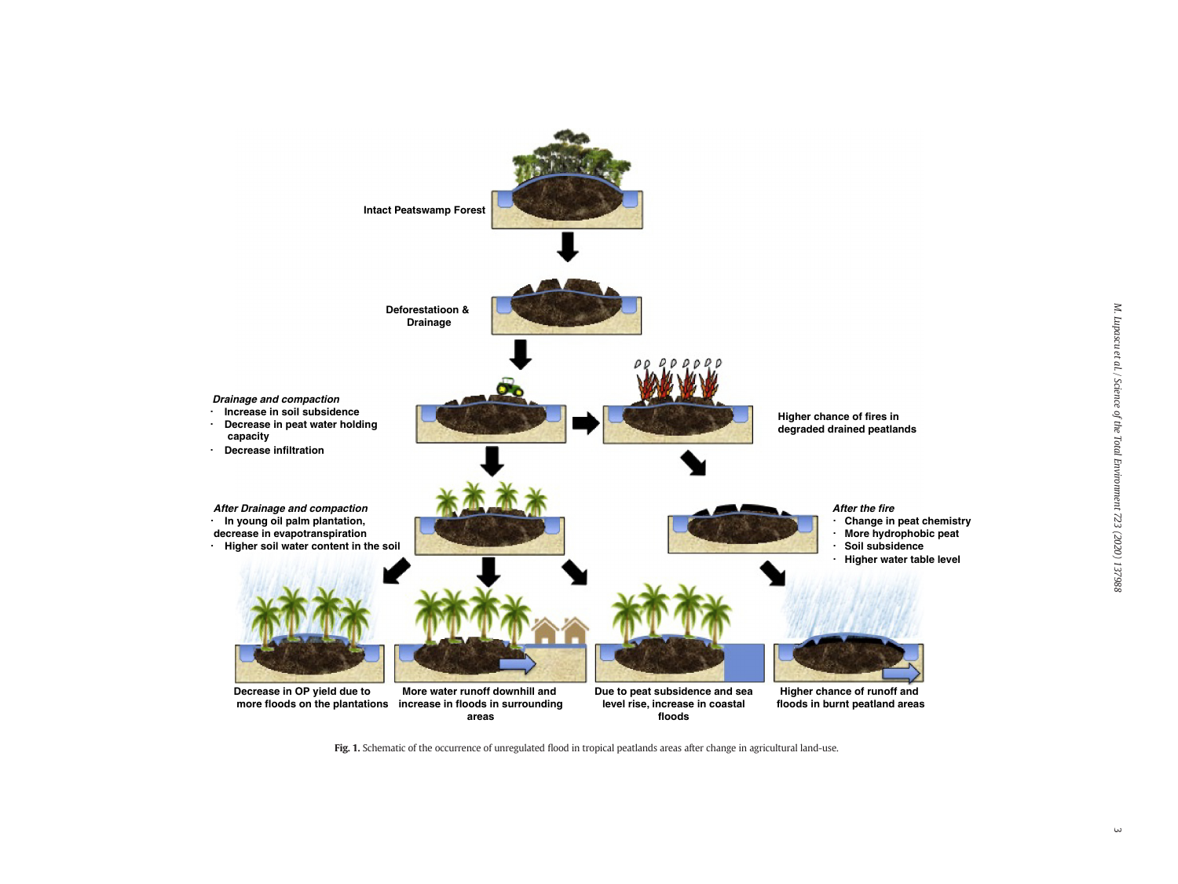Intact Peatswamp Forest

Deforestatioon & Drainage

*Drainage and compaction*
- Increase in soil subsidence
- Decrease in peat water holding capacity
- Decrease infiltration

Higher chance of fires in degraded drained peatlands

*After Drainage and compaction*
- In young oil palm plantation, decrease in evapotranspiration
- Higher soil water content in the soil

*After the fire*
- Change in peat chemistry
- More hydrophobic peat
- Soil subsidence
- Higher water table level

Decrease in OP yield due to more floods on the plantations

More water runoff downhill and increase in floods in surrounding areas

Due to peat subsidence and sea level rise, increase in coastal floods

Higher chance of runoff and floods in burnt peatland areas

**Fig. 1.** Schematic of the occurrence of unregulated flood in tropical peatlands areas after change in agricultural land-use.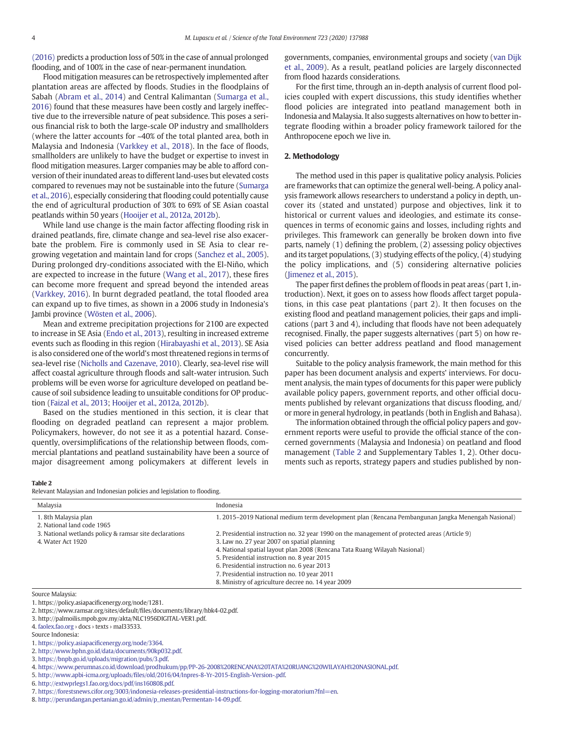(2016) predicts a production loss of 50% in the case of annual prolonged flooding, and of 100% in the case of near-permanent inundation.

Flood mitigation measures can be retrospectively implemented after plantation areas are affected by floods. Studies in the floodplains of Sabah (Abram et al., 2014) and Central Kalimantan (Sumarga et al., 2016) found that these measures have been costly and largely ineffective due to the irreversible nature of peat subsidence. This poses a serious financial risk to both the large-scale OP industry and smallholders (where the latter accounts for ~40% of the total planted area, both in Malaysia and Indonesia (Varkkey et al., 2018). In the face of floods, smallholders are unlikely to have the budget or expertise to invest in flood mitigation measures. Larger companies may be able to afford conversion of their inundated areas to different land-uses but elevated costs compared to revenues may not be sustainable into the future (Sumarga et al., 2016), especially considering that flooding could potentially cause the end of agricultural production of 30% to 69% of SE Asian coastal peatlands within 50 years (Hooijer et al., 2012a, 2012b).

While land use change is the main factor affecting flooding risk in drained peatlands, fire, climate change and sea-level rise also exacerbate the problem. Fire is commonly used in SE Asia to clear re-growing vegetation and maintain land for crops (Sanchez et al., 2005). During prolonged dry-conditions associated with the El-Niño, which are expected to increase in the future (Wang et al., 2017), these fires can become more frequent and spread beyond the intended areas (Varkkey, 2016). In burnt degraded peatland, the total flooded area can expand up to five times, as shown in a 2006 study in Indonesia's Jambi province (Wösten et al., 2006).

Mean and extreme precipitation projections for 2100 are expected to increase in SE Asia (Endo et al., 2013), resulting in increased extreme events such as flooding in this region (Hirabayashi et al., 2013). SE Asia is also considered one of the world's most threatened regions in terms of sea-level rise (Nicholls and Cazenave, 2010). Clearly, sea-level rise will affect coastal agriculture through floods and salt-water intrusion. Such problems will be even worse for agriculture developed on peatland because of soil subsidence leading to unsuitable conditions for OP production (Faizal et al., 2013; Hooijer et al., 2012a, 2012b).

Based on the studies mentioned in this section, it is clear that flooding on degraded peatland can represent a major problem. Policymakers, however, do not see it as a potential hazard. Consequently, oversimplifications of the relationship between floods, commercial plantations and peatland sustainability have been a source of major disagreement among policymakers at different levels in governments, companies, environmental groups and society (van Dijk et al., 2009). As a result, peatland policies are largely disconnected from flood hazards considerations.

For the first time, through an in-depth analysis of current flood policies coupled with expert discussions, this study identifies whether flood policies are integrated into peatland management both in Indonesia and Malaysia. It also suggests alternatives on how to better integrate flooding within a broader policy framework tailored for the Anthropocene epoch we live in.

## 2. Methodology

The method used in this paper is qualitative policy analysis. Policies are frameworks that can optimize the general well-being. A policy analysis framework allows researchers to understand a policy in depth, uncover its (stated and unstated) purpose and objectives, link it to historical or current values and ideologies, and estimate its consequences in terms of economic gains and losses, including rights and privileges. This framework can generally be broken down into five parts, namely (1) defining the problem, (2) assessing policy objectives and its target populations, (3) studying effects of the policy, (4) studying the policy implications, and (5) considering alternative policies (Jimenez et al., 2015).

The paper first defines the problem of floods in peat areas (part 1, introduction). Next, it goes on to assess how floods affect target populations, in this case peat plantations (part 2). It then focuses on the existing flood and peatland management policies, their gaps and implications (part 3 and 4), including that floods have not been adequately recognised. Finally, the paper suggests alternatives (part 5) on how revised policies can better address peatland and flood management concurrently.

Suitable to the policy analysis framework, the main method for this paper has been document analysis and experts' interviews. For document analysis, the main types of documents for this paper were publicly available policy papers, government reports, and other official documents published by relevant organizations that discuss flooding, and/or more in general hydrology, in peatlands (both in English and Bahasa).

The information obtained through the official policy papers and government reports were useful to provide the official stance of the concerned governments (Malaysia and Indonesia) on peatland and flood management (Table 2 and Supplementary Tables 1, 2). Other documents such as reports, strategy papers and studies published by non-

**Table 2**
Relevant Malaysian and Indonesian policies and legislation to flooding.

| Malaysia | Indonesia |
|---|---|
| 1. 8th Malaysia plan<br>2. National land code 1965 | 1. 2015–2019 National medium term development plan (Rencana Pembangunan Jangka Menengah Nasional) |
| 3. National wetlands policy & ramsar site declarations<br>4. Water Act 1920 | 2. Presidential instruction no. 32 year 1990 on the management of protected areas (Article 9)<br>3. Law no. 27 year 2007 on spatial planning<br>4. National spatial layout plan 2008 (Rencana Tata Ruang Wilayah Nasional)<br>5. Presidential instruction no. 8 year 2015<br>6. Presidential instruction no. 6 year 2013<br>7. Presidential instruction no. 10 year 2011<br>8. Ministry of agriculture decree no. 14 year 2009 |

Source Malaysia:
1. https://policy.asiapacificenergy.org/node/1281.
2. https://www.ramsar.org/sites/default/files/documents/library/hbk4-02.pdf.
3. http://palmoilis.mpob.gov.my/akta/NLC1956DIGITAL-VER1.pdf.
4. faolex.fao.org › docs › texts › mal33553.

Source Indonesia:
1. https://policy.asiapacificenergy.org/node/3364.
2. http://www.bphn.go.id/data/documents/90kp032.pdf.
3. https://bnpb.go.id/uploads/migration/pubs/3.pdf.
4. https://www.perumnas.co.id/download/prodhukum/pp/PP-26-2008%20RENCANA%20TATA%20RUANG%20WILAYAH%20NASIONAL.pdf.
5. http://www.apbi-icma.org/uploads/files/old/2016/04/Inpres-8-Yr-2015-English-Version-.pdf.
6. http://extwprlegs1.fao.org/docs/pdf/ins160808.pdf.
7. https://forestsnews.cifor.org/3003/indonesia-releases-presidential-instructions-for-logging-moratorium?fnl=en.
8. http://perundangan.pertanian.go.id/admin/p_mentan/Permentan-14-09.pdf.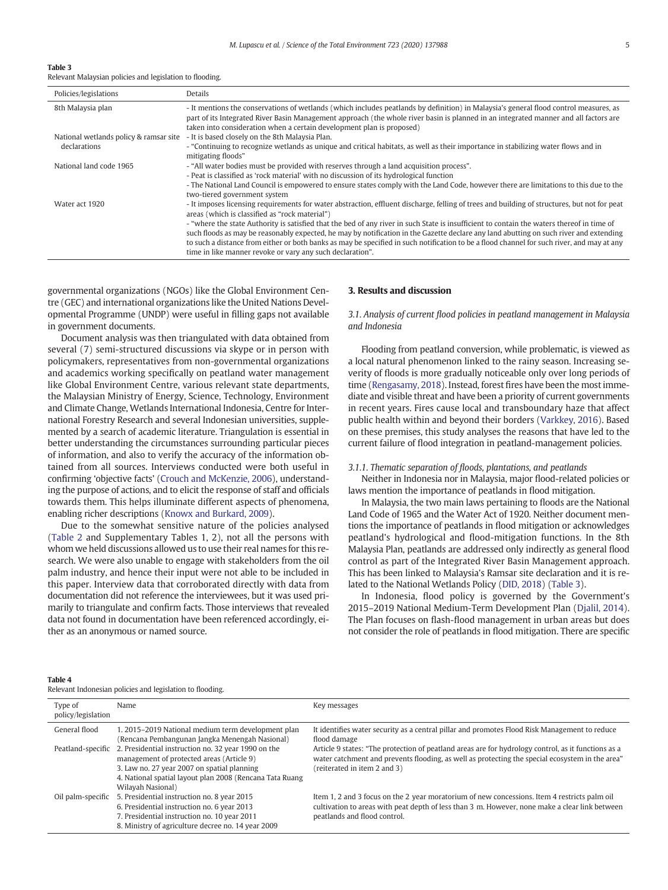**Table 3**
Relevant Malaysian policies and legislation to flooding.

| Policies/legislations | Details |
|---|---|
| 8th Malaysia plan | - It mentions the conservations of wetlands (which includes peatlands by definition) in Malaysia's general flood control measures, as part of its Integrated River Basin Management approach (the whole river basin is planned in an integrated manner and all factors are taken into consideration when a certain development plan is proposed) |
| National wetlands policy & ramsar site declarations | - It is based closely on the 8th Malaysia Plan.<br>- "Continuing to recognize wetlands as unique and critical habitats, as well as their importance in stabilizing water flows and in mitigating floods" |
| National land code 1965 | - "All water bodies must be provided with reserves through a land acquisition process".<br>- Peat is classified as 'rock material' with no discussion of its hydrological function<br>- The National Land Council is empowered to ensure states comply with the Land Code, however there are limitations to this due to the two-tiered government system |
| Water act 1920 | - It imposes licensing requirements for water abstraction, effluent discharge, felling of trees and building of structures, but not for peat areas (which is classified as "rock material")<br>- "where the state Authority is satisfied that the bed of any river in such State is insufficient to contain the waters thereof in time of such floods as may be reasonably expected, he may by notification in the Gazette declare any land abutting on such river and extending to such a distance from either or both banks as may be specified in such notification to be a flood channel for such river, and may at any time in like manner revoke or vary any such declaration". |

governmental organizations (NGOs) like the Global Environment Centre (GEC) and international organizations like the United Nations Developmental Programme (UNDP) were useful in filling gaps not available in government documents.

Document analysis was then triangulated with data obtained from several (7) semi-structured discussions via skype or in person with policymakers, representatives from non-governmental organizations and academics working specifically on peatland water management like Global Environment Centre, various relevant state departments, the Malaysian Ministry of Energy, Science, Technology, Environment and Climate Change, Wetlands International Indonesia, Centre for International Forestry Research and several Indonesian universities, supplemented by a search of academic literature. Triangulation is essential in better understanding the circumstances surrounding particular pieces of information, and also to verify the accuracy of the information obtained from all sources. Interviews conducted were both useful in confirming 'objective facts' (Crouch and McKenzie, 2006), understanding the purpose of actions, and to elicit the response of staff and officials towards them. This helps illuminate different aspects of phenomena, enabling richer descriptions (Knowx and Burkard, 2009).

Due to the somewhat sensitive nature of the policies analysed (Table 2 and Supplementary Tables 1, 2), not all the persons with whom we held discussions allowed us to use their real names for this research. We were also unable to engage with stakeholders from the oil palm industry, and hence their input were not able to be included in this paper. Interview data that corroborated directly with data from documentation did not reference the interviewees, but it was used primarily to triangulate and confirm facts. Those interviews that revealed data not found in documentation have been referenced accordingly, either as an anonymous or named source.

## 3. Results and discussion

### 3.1. Analysis of current flood policies in peatland management in Malaysia and Indonesia

Flooding from peatland conversion, while problematic, is viewed as a local natural phenomenon linked to the rainy season. Increasing severity of floods is more gradually noticeable only over long periods of time (Rengasamy, 2018). Instead, forest fires have been the most immediate and visible threat and have been a priority of current governments in recent years. Fires cause local and transboundary haze that affect public health within and beyond their borders (Varkkey, 2016). Based on these premises, this study analyses the reasons that have led to the current failure of flood integration in peatland-management policies.

#### 3.1.1. Thematic separation of floods, plantations, and peatlands

Neither in Indonesia nor in Malaysia, major flood-related policies or laws mention the importance of peatlands in flood mitigation.

In Malaysia, the two main laws pertaining to floods are the National Land Code of 1965 and the Water Act of 1920. Neither document mentions the importance of peatlands in flood mitigation or acknowledges peatland's hydrological and flood-mitigation functions. In the 8th Malaysia Plan, peatlands are addressed only indirectly as general flood control as part of the Integrated River Basin Management approach. This has been linked to Malaysia's Ramsar site declaration and it is related to the National Wetlands Policy (DID, 2018) (Table 3).

In Indonesia, flood policy is governed by the Government's 2015–2019 National Medium-Term Development Plan (Djalil, 2014). The Plan focuses on flash-flood management in urban areas but does not consider the role of peatlands in flood mitigation. There are specific

**Table 4**
Relevant Indonesian policies and legislation to flooding.

| Type of policy/legislation | Name | Key messages |
|---|---|---|
| General flood | 1. 2015–2019 National medium term development plan (Rencana Pembangunan Jangka Menengah Nasional) | It identifies water security as a central pillar and promotes Flood Risk Management to reduce flood damage |
| Peatland-specific | 2. Presidential instruction no. 32 year 1990 on the management of protected areas (Article 9)<br>3. Law no. 27 year 2007 on spatial planning<br>4. National spatial layout plan 2008 (Rencana Tata Ruang Wilayah Nasional) | Article 9 states: "The protection of peatland areas are for hydrology control, as it functions as a water catchment and prevents flooding, as well as protecting the special ecosystem in the area" (reiterated in item 2 and 3) |
| Oil palm-specific | 5. Presidential instruction no. 8 year 2015<br>6. Presidential instruction no. 6 year 2013<br>7. Presidential instruction no. 10 year 2011<br>8. Ministry of agriculture decree no. 14 year 2009 | Item 1, 2 and 3 focus on the 2 year moratorium of new concessions. Item 4 restricts palm oil cultivation to areas with peat depth of less than 3 m. However, none make a clear link between peatlands and flood control. |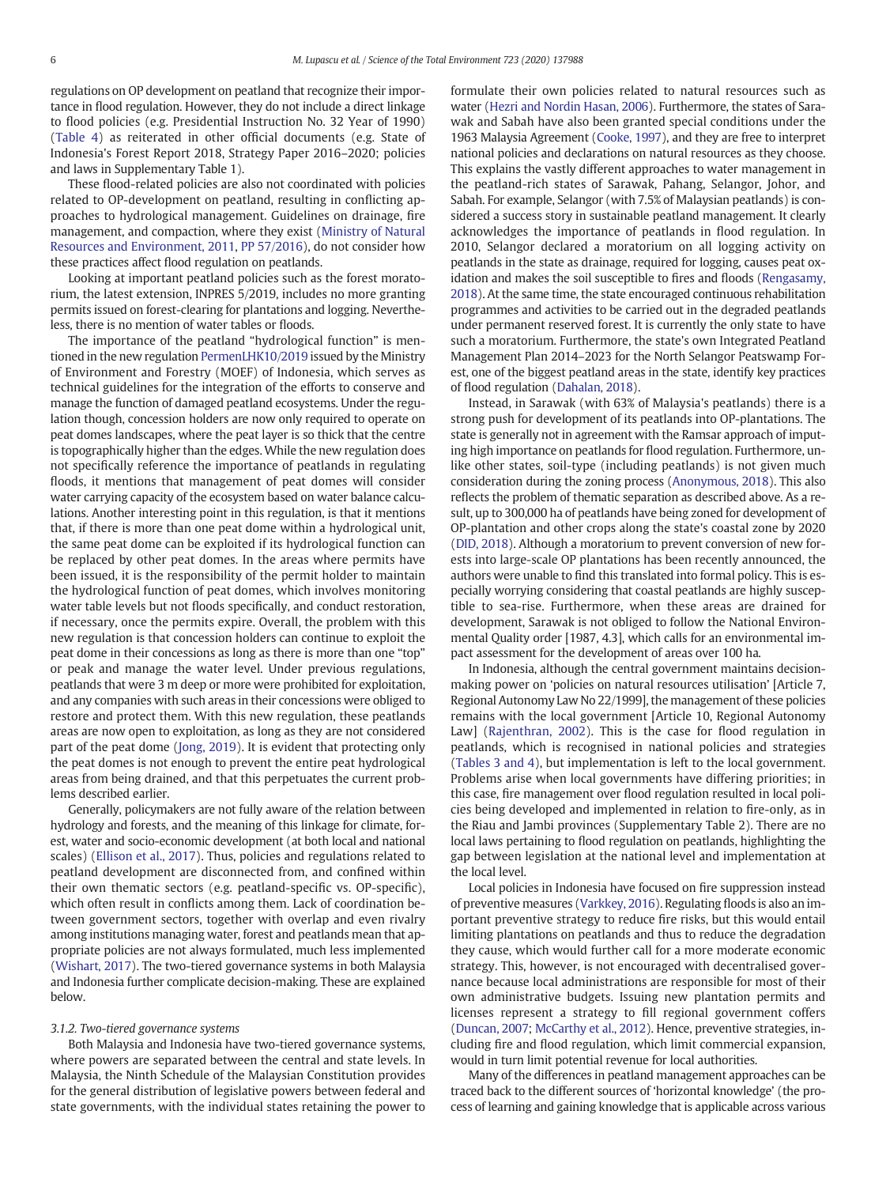regulations on OP development on peatland that recognize their importance in flood regulation. However, they do not include a direct linkage to flood policies (e.g. Presidential Instruction No. 32 Year of 1990) (Table 4) as reiterated in other official documents (e.g. State of Indonesia's Forest Report 2018, Strategy Paper 2016–2020; policies and laws in Supplementary Table 1).

These flood-related policies are also not coordinated with policies related to OP-development on peatland, resulting in conflicting approaches to hydrological management. Guidelines on drainage, fire management, and compaction, where they exist (Ministry of Natural Resources and Environment, 2011, PP 57/2016), do not consider how these practices affect flood regulation on peatlands.

Looking at important peatland policies such as the forest moratorium, the latest extension, INPRES 5/2019, includes no more granting permits issued on forest-clearing for plantations and logging. Nevertheless, there is no mention of water tables or floods.

The importance of the peatland "hydrological function" is mentioned in the new regulation PermenLHK10/2019 issued by the Ministry of Environment and Forestry (MOEF) of Indonesia, which serves as technical guidelines for the integration of the efforts to conserve and manage the function of damaged peatland ecosystems. Under the regulation though, concession holders are now only required to operate on peat domes landscapes, where the peat layer is so thick that the centre is topographically higher than the edges. While the new regulation does not specifically reference the importance of peatlands in regulating floods, it mentions that management of peat domes will consider water carrying capacity of the ecosystem based on water balance calculations. Another interesting point in this regulation, is that it mentions that, if there is more than one peat dome within a hydrological unit, the same peat dome can be exploited if its hydrological function can be replaced by other peat domes. In the areas where permits have been issued, it is the responsibility of the permit holder to maintain the hydrological function of peat domes, which involves monitoring water table levels but not floods specifically, and conduct restoration, if necessary, once the permits expire. Overall, the problem with this new regulation is that concession holders can continue to exploit the peat dome in their concessions as long as there is more than one "top" or peak and manage the water level. Under previous regulations, peatlands that were 3 m deep or more were prohibited for exploitation, and any companies with such areas in their concessions were obliged to restore and protect them. With this new regulation, these peatlands areas are now open to exploitation, as long as they are not considered part of the peat dome (Jong, 2019). It is evident that protecting only the peat domes is not enough to prevent the entire peat hydrological areas from being drained, and that this perpetuates the current problems described earlier.

Generally, policymakers are not fully aware of the relation between hydrology and forests, and the meaning of this linkage for climate, forest, water and socio-economic development (at both local and national scales) (Ellison et al., 2017). Thus, policies and regulations related to peatland development are disconnected from, and confined within their own thematic sectors (e.g. peatland-specific vs. OP-specific), which often result in conflicts among them. Lack of coordination between government sectors, together with overlap and even rivalry among institutions managing water, forest and peatlands mean that appropriate policies are not always formulated, much less implemented (Wishart, 2017). The two-tiered governance systems in both Malaysia and Indonesia further complicate decision-making. These are explained below.

### 3.1.2. Two-tiered governance systems

Both Malaysia and Indonesia have two-tiered governance systems, where powers are separated between the central and state levels. In Malaysia, the Ninth Schedule of the Malaysian Constitution provides for the general distribution of legislative powers between federal and state governments, with the individual states retaining the power to formulate their own policies related to natural resources such as water (Hezri and Nordin Hasan, 2006). Furthermore, the states of Sarawak and Sabah have also been granted special conditions under the 1963 Malaysia Agreement (Cooke, 1997), and they are free to interpret national policies and declarations on natural resources as they choose. This explains the vastly different approaches to water management in the peatland-rich states of Sarawak, Pahang, Selangor, Johor, and Sabah. For example, Selangor (with 7.5% of Malaysian peatlands) is considered a success story in sustainable peatland management. It clearly acknowledges the importance of peatlands in flood regulation. In 2010, Selangor declared a moratorium on all logging activity on peatlands in the state as drainage, required for logging, causes peat oxidation and makes the soil susceptible to fires and floods (Rengasamy, 2018). At the same time, the state encouraged continuous rehabilitation programmes and activities to be carried out in the degraded peatlands under permanent reserved forest. It is currently the only state to have such a moratorium. Furthermore, the state's own Integrated Peatland Management Plan 2014–2023 for the North Selangor Peatswamp Forest, one of the biggest peatland areas in the state, identify key practices of flood regulation (Dahalan, 2018).

Instead, in Sarawak (with 63% of Malaysia's peatlands) there is a strong push for development of its peatlands into OP-plantations. The state is generally not in agreement with the Ramsar approach of imputing high importance on peatlands for flood regulation. Furthermore, unlike other states, soil-type (including peatlands) is not given much consideration during the zoning process (Anonymous, 2018). This also reflects the problem of thematic separation as described above. As a result, up to 300,000 ha of peatlands have being zoned for development of OP-plantation and other crops along the state's coastal zone by 2020 (DID, 2018). Although a moratorium to prevent conversion of new forests into large-scale OP plantations has been recently announced, the authors were unable to find this translated into formal policy. This is especially worrying considering that coastal peatlands are highly susceptible to sea-rise. Furthermore, when these areas are drained for development, Sarawak is not obliged to follow the National Environmental Quality order [1987, 4.3], which calls for an environmental impact assessment for the development of areas over 100 ha.

In Indonesia, although the central government maintains decision-making power on 'policies on natural resources utilisation' [Article 7, Regional Autonomy Law No 22/1999], the management of these policies remains with the local government [Article 10, Regional Autonomy Law] (Rajenthran, 2002). This is the case for flood regulation in peatlands, which is recognised in national policies and strategies (Tables 3 and 4), but implementation is left to the local government. Problems arise when local governments have differing priorities; in this case, fire management over flood regulation resulted in local policies being developed and implemented in relation to fire-only, as in the Riau and Jambi provinces (Supplementary Table 2). There are no local laws pertaining to flood regulation on peatlands, highlighting the gap between legislation at the national level and implementation at the local level.

Local policies in Indonesia have focused on fire suppression instead of preventive measures (Varkkey, 2016). Regulating floods is also an important preventive strategy to reduce fire risks, but this would entail limiting plantations on peatlands and thus to reduce the degradation they cause, which would further call for a more moderate economic strategy. This, however, is not encouraged with decentralised governance because local administrations are responsible for most of their own administrative budgets. Issuing new plantation permits and licenses represent a strategy to fill regional government coffers (Duncan, 2007; McCarthy et al., 2012). Hence, preventive strategies, including fire and flood regulation, which limit commercial expansion, would in turn limit potential revenue for local authorities.

Many of the differences in peatland management approaches can be traced back to the different sources of 'horizontal knowledge' (the process of learning and gaining knowledge that is applicable across various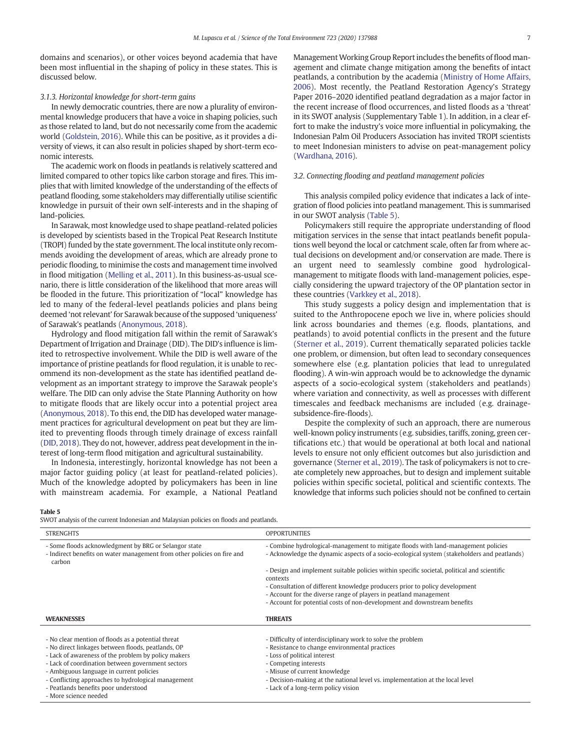domains and scenarios), or other voices beyond academia that have been most influential in the shaping of policy in these states. This is discussed below.

### 3.1.3. Horizontal knowledge for short-term gains

In newly democratic countries, there are now a plurality of environmental knowledge producers that have a voice in shaping policies, such as those related to land, but do not necessarily come from the academic world (Goldstein, 2016). While this can be positive, as it provides a diversity of views, it can also result in policies shaped by short-term economic interests.

The academic work on floods in peatlands is relatively scattered and limited compared to other topics like carbon storage and fires. This implies that with limited knowledge of the understanding of the effects of peatland flooding, some stakeholders may differentially utilise scientific knowledge in pursuit of their own self-interests and in the shaping of land-policies.

In Sarawak, most knowledge used to shape peatland-related policies is developed by scientists based in the Tropical Peat Research Institute (TROPI) funded by the state government. The local institute only recommends avoiding the development of areas, which are already prone to periodic flooding, to minimise the costs and management time involved in flood mitigation (Melling et al., 2011). In this business-as-usual scenario, there is little consideration of the likelihood that more areas will be flooded in the future. This prioritization of "local" knowledge has led to many of the federal-level peatlands policies and plans being deemed 'not relevant' for Sarawak because of the supposed 'uniqueness' of Sarawak's peatlands (Anonymous, 2018).

Hydrology and flood mitigation fall within the remit of Sarawak's Department of Irrigation and Drainage (DID). The DID's influence is limited to retrospective involvement. While the DID is well aware of the importance of pristine peatlands for flood regulation, it is unable to recommend its non-development as the state has identified peatland development as an important strategy to improve the Sarawak people's welfare. The DID can only advise the State Planning Authority on how to mitigate floods that are likely occur into a potential project area (Anonymous, 2018). To this end, the DID has developed water management practices for agricultural development on peat but they are limited to preventing floods through timely drainage of excess rainfall (DID, 2018). They do not, however, address peat development in the interest of long-term flood mitigation and agricultural sustainability.

In Indonesia, interestingly, horizontal knowledge has not been a major factor guiding policy (at least for peatland-related policies). Much of the knowledge adopted by policymakers has been in line with mainstream academia. For example, a National Peatland Management Working Group Report includes the benefits of flood management and climate change mitigation among the benefits of intact peatlands, a contribution by the academia (Ministry of Home Affairs, 2006). Most recently, the Peatland Restoration Agency's Strategy Paper 2016–2020 identified peatland degradation as a major factor in the recent increase of flood occurrences, and listed floods as a 'threat' in its SWOT analysis (Supplementary Table 1). In addition, in a clear effort to make the industry's voice more influential in policymaking, the Indonesian Palm Oil Producers Association has invited TROPI scientists to meet Indonesian ministers to advise on peat-management policy (Wardhana, 2016).

## 3.2. Connecting flooding and peatland management policies

This analysis compiled policy evidence that indicates a lack of integration of flood policies into peatland management. This is summarised in our SWOT analysis (Table 5).

Policymakers still require the appropriate understanding of flood mitigation services in the sense that intact peatlands benefit populations well beyond the local or catchment scale, often far from where actual decisions on development and/or conservation are made. There is an urgent need to seamlessly combine good hydrological-management to mitigate floods with land-management policies, especially considering the upward trajectory of the OP plantation sector in these countries (Varkkey et al., 2018).

This study suggests a policy design and implementation that is suited to the Anthropocene epoch we live in, where policies should link across boundaries and themes (e.g. floods, plantations, and peatlands) to avoid potential conflicts in the present and the future (Sterner et al., 2019). Current thematically separated policies tackle one problem, or dimension, but often lead to secondary consequences somewhere else (e.g. plantation policies that lead to unregulated flooding). A win-win approach would be to acknowledge the dynamic aspects of a socio-ecological system (stakeholders and peatlands) where variation and connectivity, as well as processes with different timescales and feedback mechanisms are included (e.g. drainage-subsidence-fire-floods).

Despite the complexity of such an approach, there are numerous well-known policy instruments (e.g. subsidies, tariffs, zoning, green certifications etc.) that would be operational at both local and national levels to ensure not only efficient outcomes but also jurisdiction and governance (Sterner et al., 2019). The task of policymakers is not to create completely new approaches, but to design and implement suitable policies within specific societal, political and scientific contexts. The knowledge that informs such policies should not be confined to certain

**Table 5**
SWOT analysis of the current Indonesian and Malaysian policies on floods and peatlands.

| STRENGHTS | OPPORTUNITIES |
|---|---|
| - Some floods acknowledgment by BRG or Selangor state<br>- Indirect benefits on water management from other policies on fire and carbon | - Combine hydrological-management to mitigate floods with land-management policies<br>- Acknowledge the dynamic aspects of a socio-ecological system (stakeholders and peatlands)<br>- Design and implement suitable policies within specific societal, political and scientific contexts<br>- Consultation of different knowledge producers prior to policy development<br>- Account for the diverse range of players in peatland management<br>- Account for potential costs of non-development and downstream benefits |
| **WEAKNESSES** | **THREATS** |
| - No clear mention of floods as a potential threat<br>- No direct linkages between floods, peatlands, OP<br>- Lack of awareness of the problem by policy makers<br>- Lack of coordination between government sectors<br>- Ambiguous language in current policies<br>- Conflicting approaches to hydrological management<br>- Peatlands benefits poor understood<br>- More science needed | - Difficulty of interdisciplinary work to solve the problem<br>- Resistance to change environmental practices<br>- Loss of political interest<br>- Competing interests<br>- Misuse of current knowledge<br>- Decision-making at the national level vs. implementation at the local level<br>- Lack of a long-term policy vision |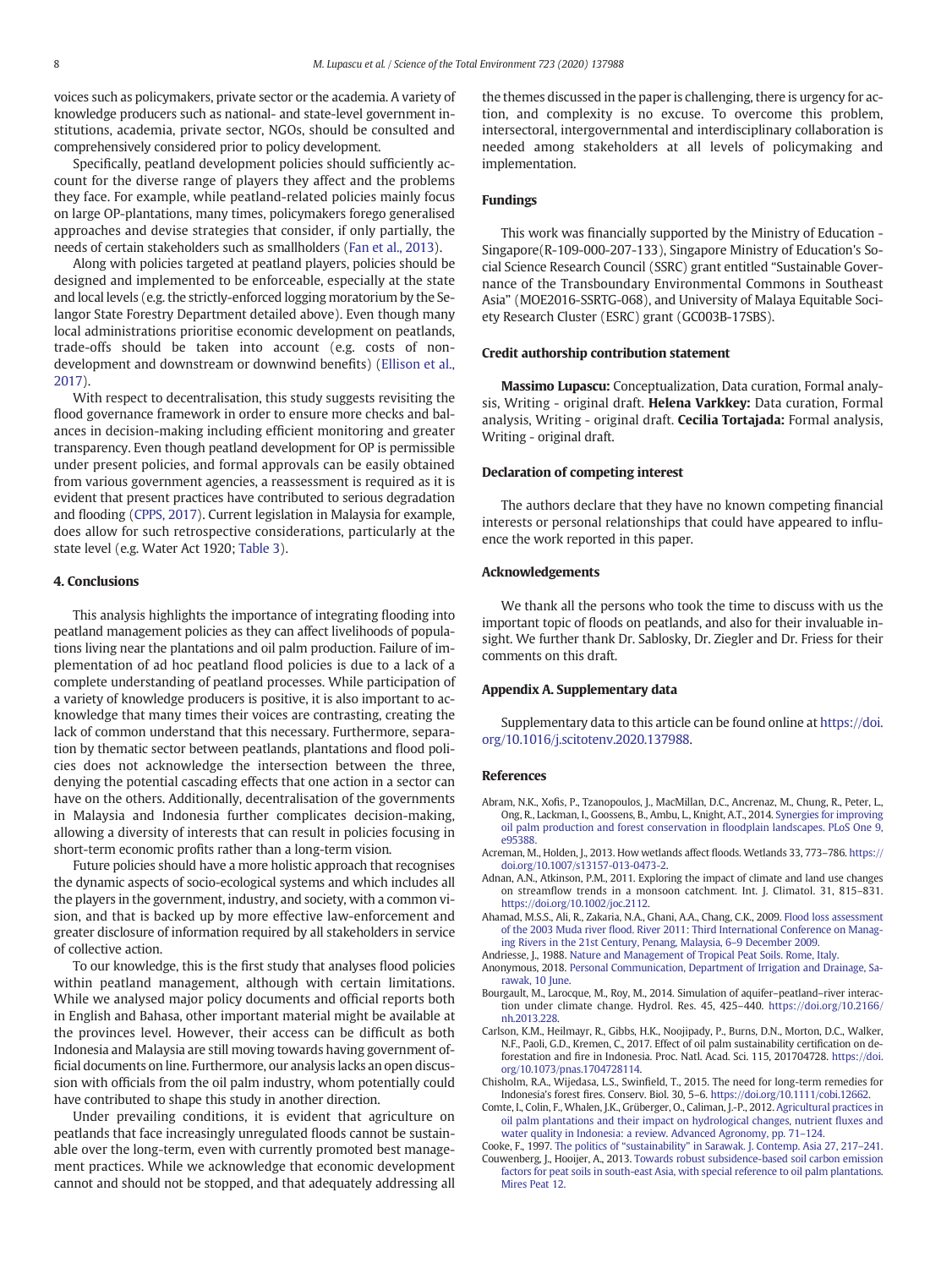voices such as policymakers, private sector or the academia. A variety of knowledge producers such as national- and state-level government institutions, academia, private sector, NGOs, should be consulted and comprehensively considered prior to policy development.

Specifically, peatland development policies should sufficiently account for the diverse range of players they affect and the problems they face. For example, while peatland-related policies mainly focus on large OP-plantations, many times, policymakers forego generalised approaches and devise strategies that consider, if only partially, the needs of certain stakeholders such as smallholders (Fan et al., 2013).

Along with policies targeted at peatland players, policies should be designed and implemented to be enforceable, especially at the state and local levels (e.g. the strictly-enforced logging moratorium by the Selangor State Forestry Department detailed above). Even though many local administrations prioritise economic development on peatlands, trade-offs should be taken into account (e.g. costs of non-development and downstream or downwind benefits) (Ellison et al., 2017).

With respect to decentralisation, this study suggests revisiting the flood governance framework in order to ensure more checks and balances in decision-making including efficient monitoring and greater transparency. Even though peatland development for OP is permissible under present policies, and formal approvals can be easily obtained from various government agencies, a reassessment is required as it is evident that present practices have contributed to serious degradation and flooding (CPPS, 2017). Current legislation in Malaysia for example, does allow for such retrospective considerations, particularly at the state level (e.g. Water Act 1920; Table 3).

## 4. Conclusions

This analysis highlights the importance of integrating flooding into peatland management policies as they can affect livelihoods of populations living near the plantations and oil palm production. Failure of implementation of ad hoc peatland flood policies is due to a lack of a complete understanding of peatland processes. While participation of a variety of knowledge producers is positive, it is also important to acknowledge that many times their voices are contrasting, creating the lack of common understand that this necessary. Furthermore, separation by thematic sector between peatlands, plantations and flood policies does not acknowledge the intersection between the three, denying the potential cascading effects that one action in a sector can have on the others. Additionally, decentralisation of the governments in Malaysia and Indonesia further complicates decision-making, allowing a diversity of interests that can result in policies focusing in short-term economic profits rather than a long-term vision.

Future policies should have a more holistic approach that recognises the dynamic aspects of socio-ecological systems and which includes all the players in the government, industry, and society, with a common vision, and that is backed up by more effective law-enforcement and greater disclosure of information required by all stakeholders in service of collective action.

To our knowledge, this is the first study that analyses flood policies within peatland management, although with certain limitations. While we analysed major policy documents and official reports both in English and Bahasa, other important material might be available at the provinces level. However, their access can be difficult as both Indonesia and Malaysia are still moving towards having government official documents on line. Furthermore, our analysis lacks an open discussion with officials from the oil palm industry, whom potentially could have contributed to shape this study in another direction.

Under prevailing conditions, it is evident that agriculture on peatlands that face increasingly unregulated floods cannot be sustainable over the long-term, even with currently promoted best management practices. While we acknowledge that economic development cannot and should not be stopped, and that adequately addressing all the themes discussed in the paper is challenging, there is urgency for action, and complexity is no excuse. To overcome this problem, intersectoral, intergovernmental and interdisciplinary collaboration is needed among stakeholders at all levels of policymaking and implementation.

## Fundings

This work was financially supported by the Ministry of Education - Singapore(R-109-000-207-133), Singapore Ministry of Education's Social Science Research Council (SSRC) grant entitled "Sustainable Governance of the Transboundary Environmental Commons in Southeast Asia" (MOE2016-SSRTG-068), and University of Malaya Equitable Society Research Cluster (ESRC) grant (GC003B-17SBS).

## Credit authorship contribution statement

**Massimo Lupascu:** Conceptualization, Data curation, Formal analysis, Writing - original draft. **Helena Varkkey:** Data curation, Formal analysis, Writing - original draft. **Cecilia Tortajada:** Formal analysis, Writing - original draft.

## Declaration of competing interest

The authors declare that they have no known competing financial interests or personal relationships that could have appeared to influence the work reported in this paper.

## Acknowledgements

We thank all the persons who took the time to discuss with us the important topic of floods on peatlands, and also for their invaluable insight. We further thank Dr. Sablosky, Dr. Ziegler and Dr. Friess for their comments on this draft.

## Appendix A. Supplementary data

Supplementary data to this article can be found online at https://doi.org/10.1016/j.scitotenv.2020.137988.

## References

Abram, N.K., Xofis, P., Tzanopoulos, J., MacMillan, D.C., Ancrenaz, M., Chung, R., Peter, L., Ong, R., Lackman, I., Goossens, B., Ambu, L., Knight, A.T., 2014. Synergies for improving oil palm production and forest conservation in floodplain landscapes. PLoS One 9, e95388.

Acreman, M., Holden, J., 2013. How wetlands affect floods. Wetlands 33, 773–786. https://doi.org/10.1007/s13157-013-0473-2.

Adnan, A.N., Atkinson, P.M., 2011. Exploring the impact of climate and land use changes on streamflow trends in a monsoon catchment. Int. J. Climatol. 31, 815–831. https://doi.org/10.1002/joc.2112.

Ahamad, M.S.S., Ali, R., Zakaria, N.A., Ghani, A.A., Chang, C.K., 2009. Flood loss assessment of the 2003 Muda river flood. River 2011: Third International Conference on Managing Rivers in the 21st Century, Penang, Malaysia, 6–9 December 2009.

Andriesse, J., 1988. Nature and Management of Tropical Peat Soils. Rome, Italy.

Anonymous, 2018. Personal Communication, Department of Irrigation and Drainage, Sarawak, 10 June.

Bourgault, M., Larocque, M., Roy, M., 2014. Simulation of aquifer–peatland–river interaction under climate change. Hydrol. Res. 45, 425–440. https://doi.org/10.2166/nh.2013.228.

Carlson, K.M., Heilmayr, R., Gibbs, H.K., Noojipady, P., Burns, D.N., Morton, D.C., Walker, N.F., Paoli, G.D., Kremen, C., 2017. Effect of oil palm sustainability certification on deforestation and fire in Indonesia. Proc. Natl. Acad. Sci. 115, 201704728. https://doi.org/10.1073/pnas.1704728114.

Chisholm, R.A., Wijedasa, L.S., Swinfield, T., 2015. The need for long-term remedies for Indonesia's forest fires. Conserv. Biol. 30, 5–6. https://doi.org/10.1111/cobi.12662.

Comte, I., Colin, F., Whalen, J.K., Grüberger, O., Caliman, J.-P., 2012. Agricultural practices in oil palm plantations and their impact on hydrological changes, nutrient fluxes and water quality in Indonesia: a review. Advanced Agronomy, pp. 71–124.

Cooke, F., 1997. The politics of "sustainability" in Sarawak. J. Contemp. Asia 27, 217–241.

Couwenberg, J., Hooijer, A., 2013. Towards robust subsidence-based soil carbon emission factors for peat soils in south-east Asia, with special reference to oil palm plantations. Mires Peat 12.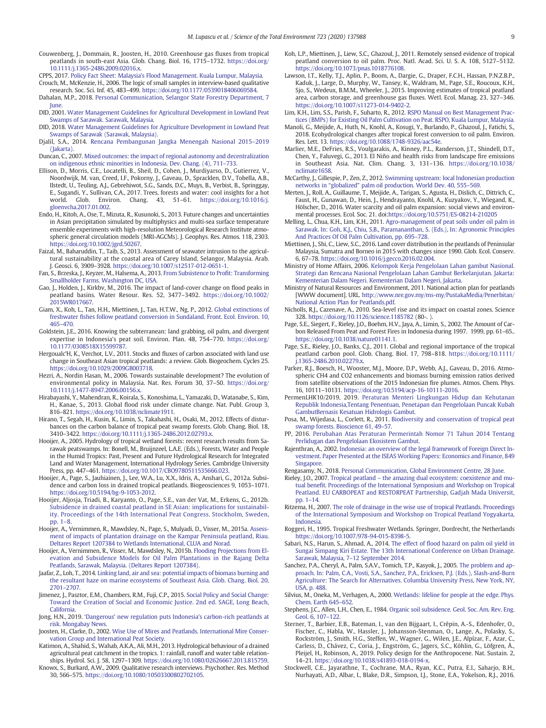Couwenberg, J., Dommain, R., Joosten, H., 2010. Greenhouse gas fluxes from tropical peatlands in south-east Asia. Glob. Chang. Biol. 16, 1715–1732. https://doi.org/10.1111/j.1365-2486.2009.02016.x.

CPPS, 2017. Policy Fact Sheet: Malaysia's Flood Management. Kuala Lumpur, Malaysia.

Crouch, M., McKenzie, H., 2006. The logic of small samples in interview-based qualitative research. Soc. Sci. Inf. 45, 483–499. https://doi.org/10.1177/0539018406069584.

Dahalan, M.P., 2018. Personal Communication, Selangor State Forestry Department, 7 June.

DID, 2001. Water Management Guidelines for Agricultural Development in Lowland Peat Swamps of Sarawak. Sarawak, Malaysia.

DID, 2018. Water Management Guidelines for Agriculture Development in Lowland Peat Swamps of Sarawak (Sarawak, Malaysia).

Djalil, S.A., 2014. Rencana Pembangunan Jangka Menengah Nasional 2015–2019 (Jakarta).

Duncan, C., 2007. Mixed outcomes: the impact of regional autonomy and decentralization on indigenous ethnic minorities in Indonesia. Dev. Chang. (4), 711–733.

Ellison, D., Morris, C.E., Locatelli, B., Sheil, D., Cohen, J., Murdiyarso, D., Gutierrez, V., Noordwijk, M. van, Creed, I.F., Pokorny, J., Gaveau, D., Spracklen, D.V., Tobella, A.B., Ilstedt, U., Teuling, A.J., Gebrehiwot, S.G., Sands, D.C., Muys, B., Verbist, B., Springgay, E., Sugandi, Y., Sullivan, C.A., 2017. Trees, forests and water: cool insights for a hot world. Glob. Environ. Chang. 43, 51–61. https://doi.org/10.1016/j.gloenvcha.2017.01.002.

Endo, H., Kitoh, A., Ose, T., Mizuta, R., Kusunoki, S., 2013. Future changes and uncertainties in Asian precipitation simulated by multiphysics and multi-sea surface temperature ensemble experiments with high-resolution Meteorological Research Institute atmospheric general circulation models (MRI-AGCMs). J. Geophys. Res. Atmos. 118, 2303. https://doi.org/10.1002/jgrd.50267.

Faizal, M., Baharuddin, T., Taib, S., 2013. Assessment of seawater intrusion to the agricultural sustainability at the coastal area of Carey Island, Selangor, Malaysia. Arab. J. Geosci. 6, 3909–3928. https://doi.org/10.1007/s12517-012-0651-1.

Fan, S., Brzeska, J., Keyzer, M., Halsema, A., 2013. From Subsistence to Profit: Transforming Smallholder Farms. Washington DC, USA.

Gao, J., Holden, J., Kirkby, M., 2016. The impact of land-cover change on flood peaks in peatland basins. Water Resour. Res. 52, 3477–3492. https://doi.org/10.1002/2015WR017667.

Giam, X., Koh, L., Tan, H.H., Miettinen, J., Tan, H.T.W., Ng, P., 2012. Global extinctions of freshwater fishes follow peatland conversion in Sundaland. Front. Ecol. Environ. 10, 465–470.

Goldstein, J.E., 2016. Knowing the subterranean: land grabbing, oil palm, and divergent expertise in Indonesia's peat soil. Environ. Plan. 48, 754–770. https://doi.org/10.1177/0308518X15599787.

Hergoualc'H, K., Verchot, L.V., 2011. Stocks and fluxes of carbon associated with land use change in Southeast Asian tropical peatlands: a review. Glob. Biogeochem. Cycles 25. https://doi.org/10.1029/2009GB003718.

Hezri, A., Nordin Hasan, M., 2006. Towards sustainable development? The evolution of environmental policy in Malaysia. Nat. Res. Forum 30, 37–50. https://doi.org/10.1111/j.1477-8947.2006.00156.x.

Hirabayashi, Y., Mahendran, R., Koirala, S., Konoshima, L., Yamazaki, D., Watanabe, S., Kim, H., Kanae, S., 2013. Global flood risk under climate change. Nat. Publ. Group 3, 816–821. https://doi.org/10.1038/nclimate1911.

Hirano, T., Segah, H., Kusin, K., Limin, S., Takahashi, H., Osaki, M., 2012. Effects of disturbances on the carbon balance of tropical peat swamp forests. Glob. Chang. Biol. 18, 3410–3422. https://doi.org/10.1111/j.1365-2486.2012.02793.x.

Hooijer, A., 2005. Hydrology of tropical wetland forests: recent research results from Sarawak peatswamps. In: Bonell, M., Bruijnzeel, L.A.E. (Eds.), Forests, Water and People in the Humid Tropics: Past, Present and Future Hydrological Research for Integrated Land and Water Management, International Hydrology Series. Cambridge University Press, pp. 447–461. https://doi.org/10.1017/CBO9780511535666.023.

Hooijer, A., Page, S., Jauhiainen, J., Lee, W.A., Lu, X.X., Idris, A., Anshari, G., 2012a. Subsidence and carbon loss in drained tropical peatlands. Biogeosciences 9, 1053–1071. https://doi.org/10.5194/bg-9-1053-2012.

Hooijer, Aljosja, Triadi, B., Karyanto, O., Page, S.E., van der Vat, M., Erkens, G., 2012b. Subsidence in drained coastal peatland in SE Asian: implications for sustainability. Proceedings of the 14th International Peat Congress. Stockholm, Sweden, pp. 1–8.

Hooijer, A., Vernimmen, R., Mawdsley, N., Page, S., Mulyadi, D., Visser, M., 2015a. Assessment of impacts of plantation drainage on the Kampar Peninsula peatland, Riau. Deltares Report 1207384 to Wetlands International, CLUA and Norad.

Hooijer, A., Vernimmen, R., Visser, M., Mawdsley, N., 2015b. Flooding Projections from Elevation and Subsidence Models for Oil Palm Plantations in the Rajang Delta Peatlands, Sarawak, Malaysia. (Deltares Report 1207384).

Jaafar, Z., Loh, T., 2014. Linking land, air and sea: potential impacts of biomass burning and the resultant haze on marine ecosystems of Southeast Asia. Glob. Chang. Biol. 20, 2701–2707.

Jimenez, J., Pasztor, E.M., Chambers, R.M., Fuji, C.P., 2015. Social Policy and Social Change: Toward the Creation of Social and Economic Justice. 2nd ed. SAGE, Long Beach, California.

Jong, H.N., 2019. 'Dangerous' new regulation puts Indonesia's carbon-rich peatlands at risk. Mongabay News.

Joosten, H., Clarke, D., 2002. Wise Use of Mires and Peatlands. International Mire Conservation Group and International Peat Society.

Katimon, A., Shahid, S., Wahab, A.K.A., Ali, M.H., 2013. Hydrological behaviour of a drained agricultural peat catchment in the tropics. 1: rainfall, runoff and water table relationships. Hydrol. Sci. J. 58, 1297–1309. https://doi.org/10.1080/02626667.2013.815759.

Knowx, S., Burkard, A.W., 2009. Qualitative research interviews. Psychother. Res. Method 30, 566–575. https://doi.org/10.1080/10503300802702105.

Koh, L.P., Miettinen, J., Liew, S.C., Ghazoul, J., 2011. Remotely sensed evidence of tropical peatland conversion to oil palm. Proc. Natl. Acad. Sci. U. S. A. 108, 5127–5132. https://doi.org/10.1073/pnas.1018776108.

Lawson, I.T., Kelly, T.J., Aplin, P., Boom, A., Dargie, G., Draper, F.C.H., Hassan, P.N.Z.B.P., Kaduk, J., Large, D., Murphy, W., Tansey, K., Waldram, M., Page, S.E., Roucoux, K.H., Sjo, S., Wedeux, B.M.M., Wheeler, J., 2015. Improving estimates of tropical peatland area, carbon storage, and greenhouse gas fluxes. Wetl. Ecol. Manag. 23, 327–346. https://doi.org/10.1007/s11273-014-9402-2.

Lim, K.H., Lim, S.S., Parish, F., Suharto, R., 2012. RSPO Manual on Best Management Practices (BMPs) for Existing Oil Palm Cultivation on Peat. RSPO, Kuala Lumpur, Malaysia.

Manoli, G., Meijide, A., Huth, N., Knohl, A., Kosugi, Y., Burlando, P., Ghazoul, J., Fatichi, S., 2018. Ecohydrological changes after tropical forest conversion to oil palm. Environ. Res. Lett. 13. https://doi.org/10.1088/1748-9326/aac54e.

Marlier, M.E., DeFries, R.S., Voulgarakis, A., Kinney, P.L., Randerson, J.T., Shindell, D.T., Chen, Y., Faluvegi, G., 2013. El Niño and health risks from landscape fire emissions in Southeast Asia. Nat. Clim. Chang. 3, 131–136. https://doi.org/10.1038/nclimate1658.

McCarthy, J., Gillespie, P., Zen, Z., 2012. Swimming upstream: local Indonesian production networks in "globalized" palm oil production. World Dev. 40, 555–569.

Merten, J., Roll, A., Guillaume, T., Meijide, A., Tarigan, S., Agusta, H., Dislich, C., Dittrich, C., Faust, H., Gunawan, D., Hein, J., Hendrayanto, Knohl, A., Kuzyakov, Y., Wiegand, K., Hölscher, D., 2016. Water scarcity and oil palm expansion: social views and environmental processes. Ecol. Soc. 21. doi:https://doi.org/10.5751/ES-08214-210205

Melling, L., Chua, K.H., Lim, K.H., 2011. Agro-management of peat soils under oil palm in Sarawak. In: Goh, K.J., Chiu, S.B., Paramananthan, S. (Eds.), In: Agronomic Principles And Practices Of Oil Palm Cultivation, pp. 695–728.

Miettinen, J., Shi, C., Liew, S.C., 2016. Land cover distribution in the peatlands of Peninsular Malaysia, Sumatra and Borneo in 2015 with changes since 1990. Glob. Ecol. Conserv. 6, 67–78. https://doi.org/10.1016/j.gecco.2016.02.004.

Ministry of Home Affairs, 2006. Kelompok Kerja Pengelolaan Lahan gambut Nasional. Strategi dan Rencana Nasional Pengelolaan Lahan Gambut Berkelanjutan. Jakarta: Kementerian Dalam Negeri. Kementerian Dalam Negeri, Jakarta.

Ministry of Natural Resources and Environment, 2011. National action plan for peatlands [WWW document]. URL. http://www.nre.gov.my/ms-my/PustakaMedia/Penerbitan/National Action Plan for Peatlands.pdf.

Nicholls, R.J., Cazenave, A., 2010. Sea-level rise and its impact on coastal zones. Science 328. https://doi.org/10.1126/science.1185782 (80-. ).

Page, S.E., Siegert, F., Rieley, J.O., Boehm, H.V., Jaya, A., Limin, S., 2002. The Amount of Carbon Released From Peat and Forest Fires in Indonesia during 1997. 1999, pp. 61–65.. https://doi.org/10.1038/nature01141.1.

Page, S.E., Rieley, J.O., Banks, C.J., 2011. Global and regional importance of the tropical peatland carbon pool. Glob. Chang. Biol. 17, 798–818. https://doi.org/10.1111/j.1365-2486.2010.02279.x.

Parker, R.J., Boesch, H., Wooster, M.J., Moore, D.P., Webb, A.J., Gaveau, D., 2016. Atmospheric CH4 and CO2 enhancements and biomass burning emission ratios derived from satellite observations of the 2015 Indonesian fire plumes. Atmos. Chem. Phys. 16, 10111–10131. https://doi.org/10.5194/acp-16-10111-2016.

PermenLHK10/2019, 2019. Peraturan Menteri Lingkungan Hidup dan Kehutanan Republik Indonesia,Tentang Penentuan, Penetapan dan Pengelolaan Puncak Kubah GambutBernasis Kesatuan Hidrologis Gambut.

Posa, M., Wijedasa, L., Corlett, R., 2011. Biodiversity and conservation of tropical peat swamp forests. Bioscience 61, 49–57.

PP, 2016. Perubahan Atas Peraturan Permerintah Nomor 71 Tahun 2014 Tentang Perlidugan dan Pengelolaan Ekosistem Gambut.

Rajenthran, A., 2002. Indonesia: an overview of the legal framework of Foreign Direct Investment. Paper Presented at the ISEAS Working Papers: Economics and Finance, 849 Singapore.

Rengasamy, N., 2018. Personal Communication, Global Environment Centre, 28 June.

Rieley, J.O., 2007. Tropical peatland – the amazing dual ecosystem: coexistence and mutual benefit. Proceedings of the International Symposium and Workshop on Tropical Peatland. EU CARBOPEAT and RESTORPEAT Partnership, Gadjah Mada Universit, pp. 1–14.

Ritzema, H., 2007. The role of drainage in the wise use of tropical Peatlands. Proceedings of the International Symposium and Workshop on Tropical Peatland Yogyakarta, Indonesia.

Roggeri, H., 1995. Tropical Freshwater Wetlands. Springer, Dordrecht, the Netherlands https://doi.org/10.1007/978-94-015-8398-5.

Sabari, N.S., Harun, S., Ahmad, A., 2014. The effect of flood hazard on palm oil yield in Sungai Simpang Kiri Estate. The 13th International Conference on Urban Drainage. Sarawak, Malaysia, 7–12 September 2014.

Sanchez, P.A., Cheryl, A., Palm, S.A.V., Tomich, T.P., Kasyok, J., 2005. The problem and approach. In: Palm, C.A., Vosti, S.A., Sanchez, P.A., Ericksen, P.J. (Eds.), Slash-and-Burn Agriculture: The Search for Alternatives. Columbia University Press, New York, NY, USA, p. 488.

Silvius, M., Oneka, M., Verhagen, A., 2000. Wetlands: lifeline for people at the edge. Phys. Chem. Earth 645–652.

Stephens, J.C., Allen, L.H., Chen, E., 1984. Organic soil subsidence. Geol. Soc. Am. Rev. Eng. Geol. 6, 107–122.

Sterner, T., Barbier, E.B., Bateman, I., van den Bijgaart, I., Crépin, A.-S., Edenhofer, O., Fischer, C., Habla, W., Hassler, J., Johansson-Stenman, O., Lange, A., Polasky, S., Rockström, J., Smith, H.G., Steffen, W., Wagner, G., Wilen, J.E., Alpízar, F., Azar, C., Carless, D., Chávez, C., Coria, J., Engström, G., Jagers, S.C., Köhlin, G., Löfgren, Å., Pleijel, H., Robinson, A., 2019. Policy design for the Anthropocene. Nat. Sustain. 2, 14–21. https://doi.org/10.1038/s41893-018-0194-x.

Stockwell, C.E., Jayarathne, T., Cochrane, M.A., Ryan, K.C., Putra, E.I., Saharjo, B.H., Nurhayati, A.D., Albar, I., Blake, D.R., Simpson, I.J., Stone, E.A., Yokelson, R.J., 2016.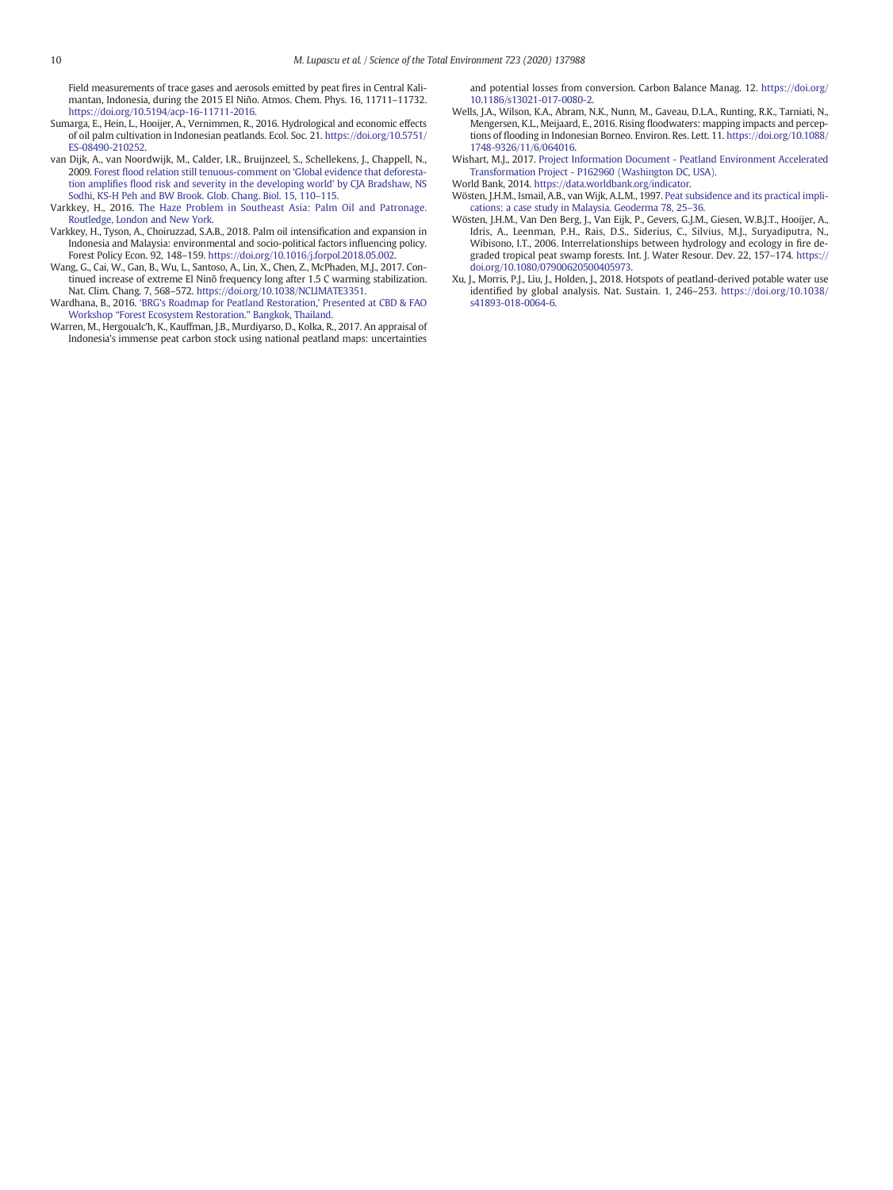Field measurements of trace gases and aerosols emitted by peat fires in Central Kalimantan, Indonesia, during the 2015 El Niño. Atmos. Chem. Phys. 16, 11711–11732. https://doi.org/10.5194/acp-16-11711-2016.

Sumarga, E., Hein, L., Hooijer, A., Vernimmen, R., 2016. Hydrological and economic effects of oil palm cultivation in Indonesian peatlands. Ecol. Soc. 21. https://doi.org/10.5751/ES-08490-210252.

van Dijk, A., van Noordwijk, M., Calder, I.R., Bruijnzeel, S., Schellekens, J., Chappell, N., 2009. Forest flood relation still tenuous-comment on 'Global evidence that deforestation amplifies flood risk and severity in the developing world' by CJA Bradshaw, NS Sodhi, KS-H Peh and BW Brook. Glob. Chang. Biol. 15, 110–115.

Varkkey, H., 2016. The Haze Problem in Southeast Asia: Palm Oil and Patronage. Routledge, London and New York.

Varkkey, H., Tyson, A., Choiruzzad, S.A.B., 2018. Palm oil intensification and expansion in Indonesia and Malaysia: environmental and socio-political factors influencing policy. Forest Policy Econ. 92, 148–159. https://doi.org/10.1016/j.forpol.2018.05.002.

Wang, G., Cai, W., Gan, B., Wu, L., Santoso, A., Lin, X., Chen, Z., McPhaden, M.J., 2017. Continued increase of extreme El Ninõ frequency long after 1.5 C warming stabilization. Nat. Clim. Chang. 7, 568–572. https://doi.org/10.1038/NCLIMATE3351.

Wardhana, B., 2016. 'BRG's Roadmap for Peatland Restoration,' Presented at CBD & FAO Workshop "Forest Ecosystem Restoration." Bangkok, Thailand.

Warren, M., Hergoualc'h, K., Kauffman, J.B., Murdiyarso, D., Kolka, R., 2017. An appraisal of Indonesia's immense peat carbon stock using national peatland maps: uncertainties and potential losses from conversion. Carbon Balance Manag. 12. https://doi.org/10.1186/s13021-017-0080-2.

Wells, J.A., Wilson, K.A., Abram, N.K., Nunn, M., Gaveau, D.L.A., Runting, R.K., Tarniati, N., Mengersen, K.L., Meijaard, E., 2016. Rising floodwaters: mapping impacts and perceptions of flooding in Indonesian Borneo. Environ. Res. Lett. 11. https://doi.org/10.1088/1748-9326/11/6/064016.

Wishart, M.J., 2017. Project Information Document - Peatland Environment Accelerated Transformation Project - P162960 (Washington DC, USA).

World Bank, 2014. https://data.worldbank.org/indicator.

Wösten, J.H.M., Ismail, A.B., van Wijk, A.L.M., 1997. Peat subsidence and its practical implications: a case study in Malaysia. Geoderma 78, 25–36.

Wösten, J.H.M., Van Den Berg, J., Van Eijk, P., Gevers, G.J.M., Giesen, W.B.J.T., Hooijer, A., Idris, A., Leenman, P.H., Rais, D.S., Siderius, C., Silvius, M.J., Suryadiputra, N., Wibisono, I.T., 2006. Interrelationships between hydrology and ecology in fire degraded tropical peat swamp forests. Int. J. Water Resour. Dev. 22, 157–174. https://doi.org/10.1080/07900620500405973.

Xu, J., Morris, P.J., Liu, J., Holden, J., 2018. Hotspots of peatland-derived potable water use identified by global analysis. Nat. Sustain. 1, 246–253. https://doi.org/10.1038/s41893-018-0064-6.